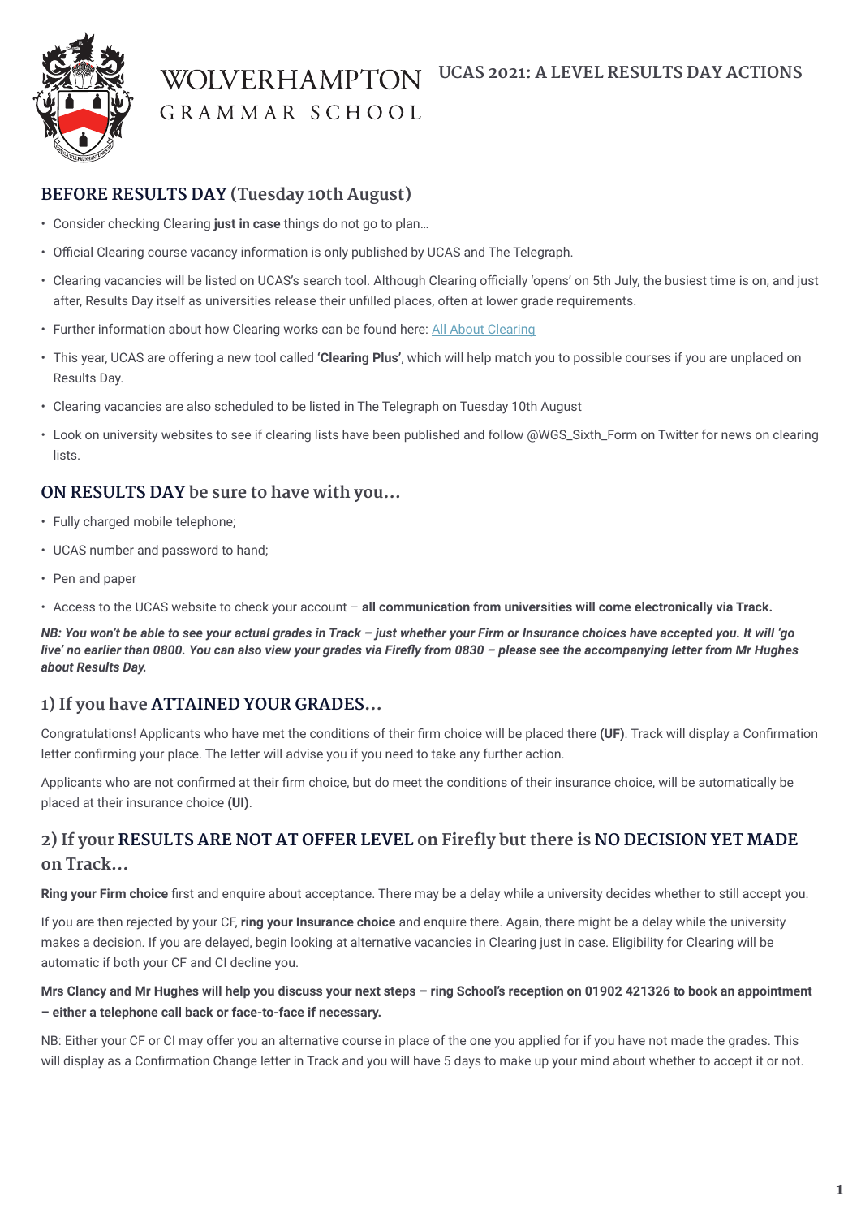# WOLVERHAMPTON GRAMMAR SCHOOL

# UCAS 2021: A LEVEL RESULTS DAY ACTIONS

## BEFORE RESULTS DAY (Tuesday 10th August)

- Consider checking Clearing **just in case** things do not go to plan…
- Official Clearing course vacancy information is only published by UCAS and The Telegraph.
- Clearing vacancies will be listed on UCAS's search tool. Although Clearing officially 'opens' on 5th July, the busiest time is on, and just after, Results Day itself as universities release their unfilled places, often at lower grade requirements.
- Further information about how Clearing works can be found here: All About Clearing
- This year, UCAS are offering a new tool called **'Clearing Plus'**, which will help match you to possible courses if you are unplaced on Results Day.
- Clearing vacancies are also scheduled to be listed in The Telegraph on Tuesday 10th August
- Look on university websites to see if clearing lists have been published and follow @WGS_Sixth_Form on Twitter for news on clearing lists.

## ON RESULTS DAY be sure to have with you…

- Fully charged mobile telephone;
- UCAS number and password to hand;
- Pen and paper
- Access to the UCAS website to check your account – **all communication from universities will come electronically via Track.**

***NB: You won't be able to see your actual grades in Track – just whether your Firm or Insurance choices have accepted you. It will 'go live' no earlier than 0800. You can also view your grades via Firefly from 0830 – please see the accompanying letter from Mr Hughes about Results Day.***

## 1) If you have ATTAINED YOUR GRADES…

Congratulations! Applicants who have met the conditions of their firm choice will be placed there **(UF)**. Track will display a Confirmation letter confirming your place. The letter will advise you if you need to take any further action.

Applicants who are not confirmed at their firm choice, but do meet the conditions of their insurance choice, will be automatically be placed at their insurance choice **(UI)**.

## 2) If your RESULTS ARE NOT AT OFFER LEVEL on Firefly but there is NO DECISION YET MADE on Track…

**Ring your Firm choice** first and enquire about acceptance. There may be a delay while a university decides whether to still accept you.

If you are then rejected by your CF, **ring your Insurance choice** and enquire there. Again, there might be a delay while the university makes a decision. If you are delayed, begin looking at alternative vacancies in Clearing just in case. Eligibility for Clearing will be automatic if both your CF and CI decline you.

**Mrs Clancy and Mr Hughes will help you discuss your next steps – ring School's reception on 01902 421326 to book an appointment – either a telephone call back or face-to-face if necessary.**

NB: Either your CF or CI may offer you an alternative course in place of the one you applied for if you have not made the grades. This will display as a Confirmation Change letter in Track and you will have 5 days to make up your mind about whether to accept it or not.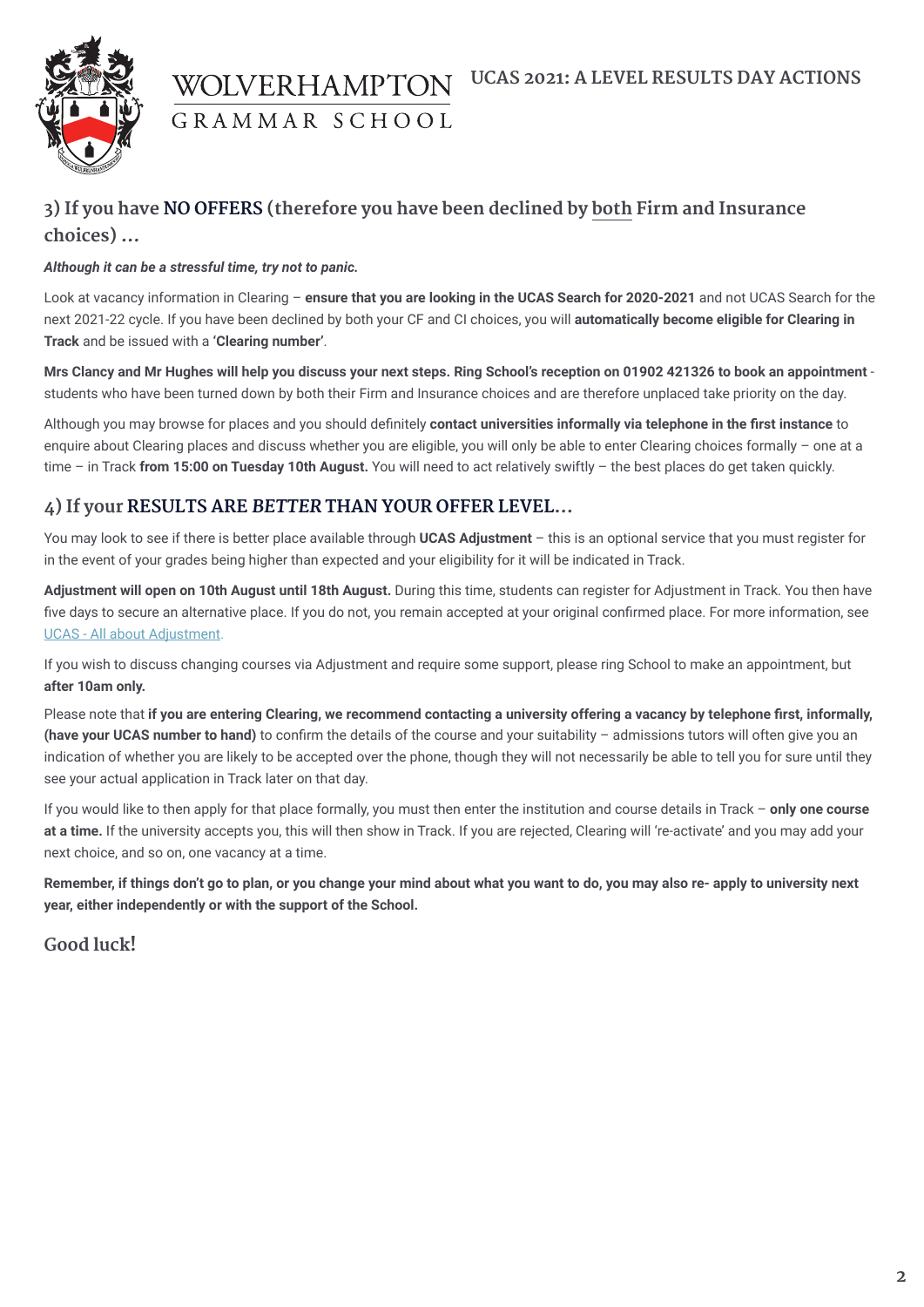## 3) If you have NO OFFERS (therefore you have been declined by both Firm and Insurance choices) …

***Although it can be a stressful time, try not to panic.***

Look at vacancy information in Clearing – **ensure that you are looking in the UCAS Search for 2020-2021** and not UCAS Search for the next 2021-22 cycle. If you have been declined by both your CF and CI choices, you will **automatically become eligible for Clearing in Track** and be issued with a **'Clearing number'**.

**Mrs Clancy and Mr Hughes will help you discuss your next steps. Ring School's reception on 01902 421326 to book an appointment** - students who have been turned down by both their Firm and Insurance choices and are therefore unplaced take priority on the day.

Although you may browse for places and you should definitely **contact universities informally via telephone in the first instance** to enquire about Clearing places and discuss whether you are eligible, you will only be able to enter Clearing choices formally – one at a time – in Track **from 15:00 on Tuesday 10th August.** You will need to act relatively swiftly – the best places do get taken quickly.

## 4) If your RESULTS ARE *BETTER* THAN YOUR OFFER LEVEL…

You may look to see if there is better place available through **UCAS Adjustment** – this is an optional service that you must register for in the event of your grades being higher than expected and your eligibility for it will be indicated in Track.

**Adjustment will open on 10th August until 18th August.** During this time, students can register for Adjustment in Track. You then have five days to secure an alternative place. If you do not, you remain accepted at your original confirmed place. For more information, see UCAS - All about Adjustment.

If you wish to discuss changing courses via Adjustment and require some support, please ring School to make an appointment, but **after 10am only.**

Please note that **if you are entering Clearing, we recommend contacting a university offering a vacancy by telephone first, informally, (have your UCAS number to hand)** to confirm the details of the course and your suitability – admissions tutors will often give you an indication of whether you are likely to be accepted over the phone, though they will not necessarily be able to tell you for sure until they see your actual application in Track later on that day.

If you would like to then apply for that place formally, you must then enter the institution and course details in Track – **only one course at a time.** If the university accepts you, this will then show in Track. If you are rejected, Clearing will 're-activate' and you may add your next choice, and so on, one vacancy at a time.

**Remember, if things don't go to plan, or you change your mind about what you want to do, you may also re- apply to university next year, either independently or with the support of the School.**

## Good luck!